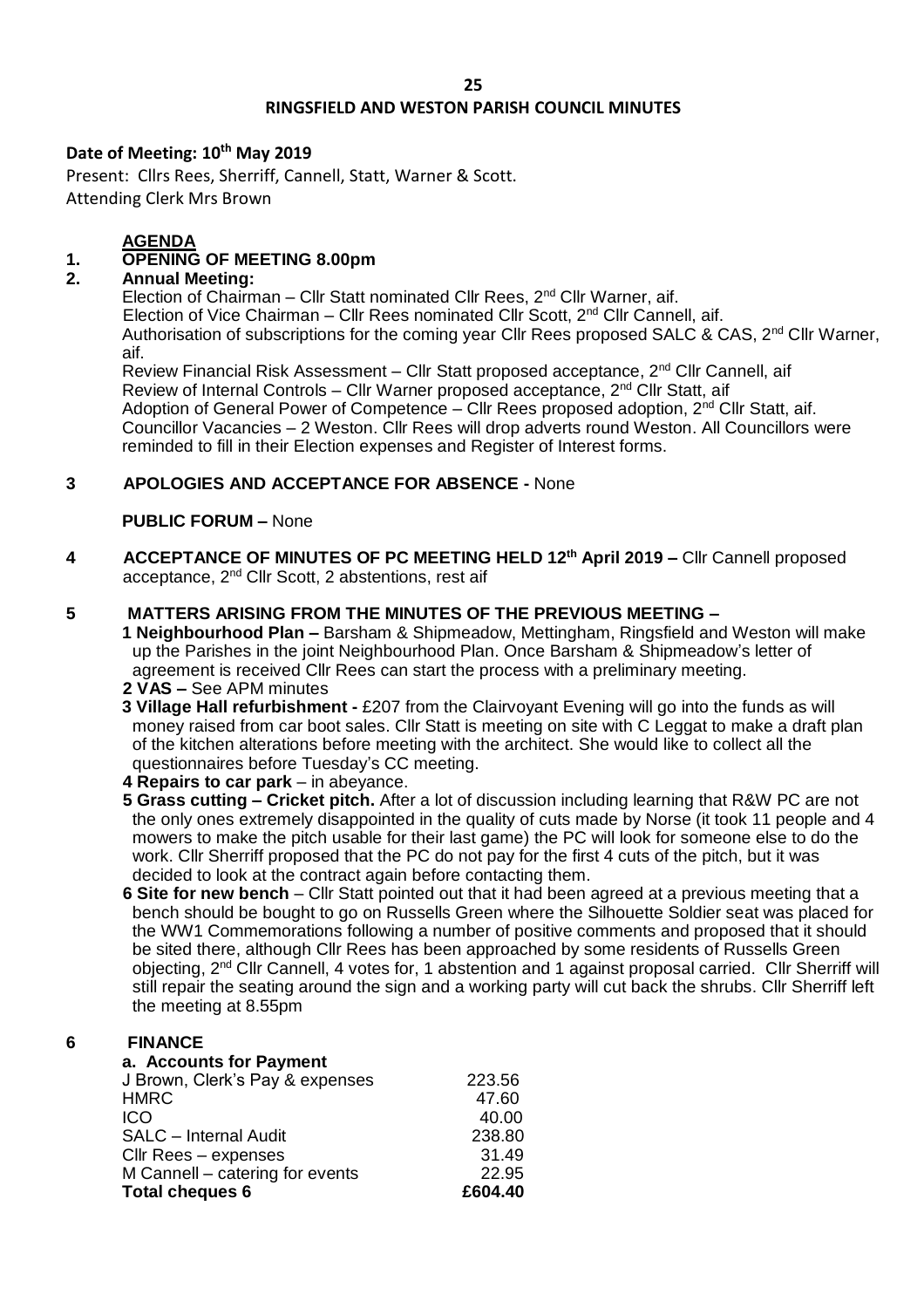# RINGSFIELD AND WESTON PARISH COUNCIL MINUTES

**Date of Meeting: 10th May 2019**

Present: Cllrs Rees, Sherriff, Cannell, Statt, Warner & Scott.
Attending Clerk Mrs Brown

**AGENDA**

**1. OPENING OF MEETING 8.00pm**

**2. Annual Meeting:**

Election of Chairman – Cllr Statt nominated Cllr Rees, 2nd Cllr Warner, aif.
Election of Vice Chairman – Cllr Rees nominated Cllr Scott, 2nd Cllr Cannell, aif.
Authorisation of subscriptions for the coming year Cllr Rees proposed SALC & CAS, 2nd Cllr Warner, aif.
Review Financial Risk Assessment – Cllr Statt proposed acceptance, 2nd Cllr Cannell, aif
Review of Internal Controls – Cllr Warner proposed acceptance, 2nd Cllr Statt, aif
Adoption of General Power of Competence – Cllr Rees proposed adoption, 2nd Cllr Statt, aif.
Councillor Vacancies – 2 Weston. Cllr Rees will drop adverts round Weston. All Councillors were reminded to fill in their Election expenses and Register of Interest forms.

**3 APOLOGIES AND ACCEPTANCE FOR ABSENCE -** None

**PUBLIC FORUM –** None

**4 ACCEPTANCE OF MINUTES OF PC MEETING HELD 12th April 2019 –** Cllr Cannell proposed acceptance, 2nd Cllr Scott, 2 abstentions, rest aif

**5 MATTERS ARISING FROM THE MINUTES OF THE PREVIOUS MEETING –**

**1 Neighbourhood Plan –** Barsham & Shipmeadow, Mettingham, Ringsfield and Weston will make up the Parishes in the joint Neighbourhood Plan. Once Barsham & Shipmeadow's letter of agreement is received Cllr Rees can start the process with a preliminary meeting.

**2 VAS –** See APM minutes

**3 Village Hall refurbishment -** £207 from the Clairvoyant Evening will go into the funds as will money raised from car boot sales. Cllr Statt is meeting on site with C Leggat to make a draft plan of the kitchen alterations before meeting with the architect. She would like to collect all the questionnaires before Tuesday's CC meeting.

**4 Repairs to car park** – in abeyance.

**5 Grass cutting – Cricket pitch.** After a lot of discussion including learning that R&W PC are not the only ones extremely disappointed in the quality of cuts made by Norse (it took 11 people and 4 mowers to make the pitch usable for their last game) the PC will look for someone else to do the work. Cllr Sherriff proposed that the PC do not pay for the first 4 cuts of the pitch, but it was decided to look at the contract again before contacting them.

**6 Site for new bench** – Cllr Statt pointed out that it had been agreed at a previous meeting that a bench should be bought to go on Russells Green where the Silhouette Soldier seat was placed for the WW1 Commemorations following a number of positive comments and proposed that it should be sited there, although Cllr Rees has been approached by some residents of Russells Green objecting, 2nd Cllr Cannell, 4 votes for, 1 abstention and 1 against proposal carried. Cllr Sherriff will still repair the seating around the sign and a working party will cut back the shrubs. Cllr Sherriff left the meeting at 8.55pm

**6 FINANCE**

**a. Accounts for Payment**

| | |
|---|---|
| J Brown, Clerk's Pay & expenses | 223.56 |
| HMRC | 47.60 |
| ICO | 40.00 |
| SALC – Internal Audit | 238.80 |
| Cllr Rees – expenses | 31.49 |
| M Cannell – catering for events | 22.95 |
| **Total cheques 6** | **£604.40** |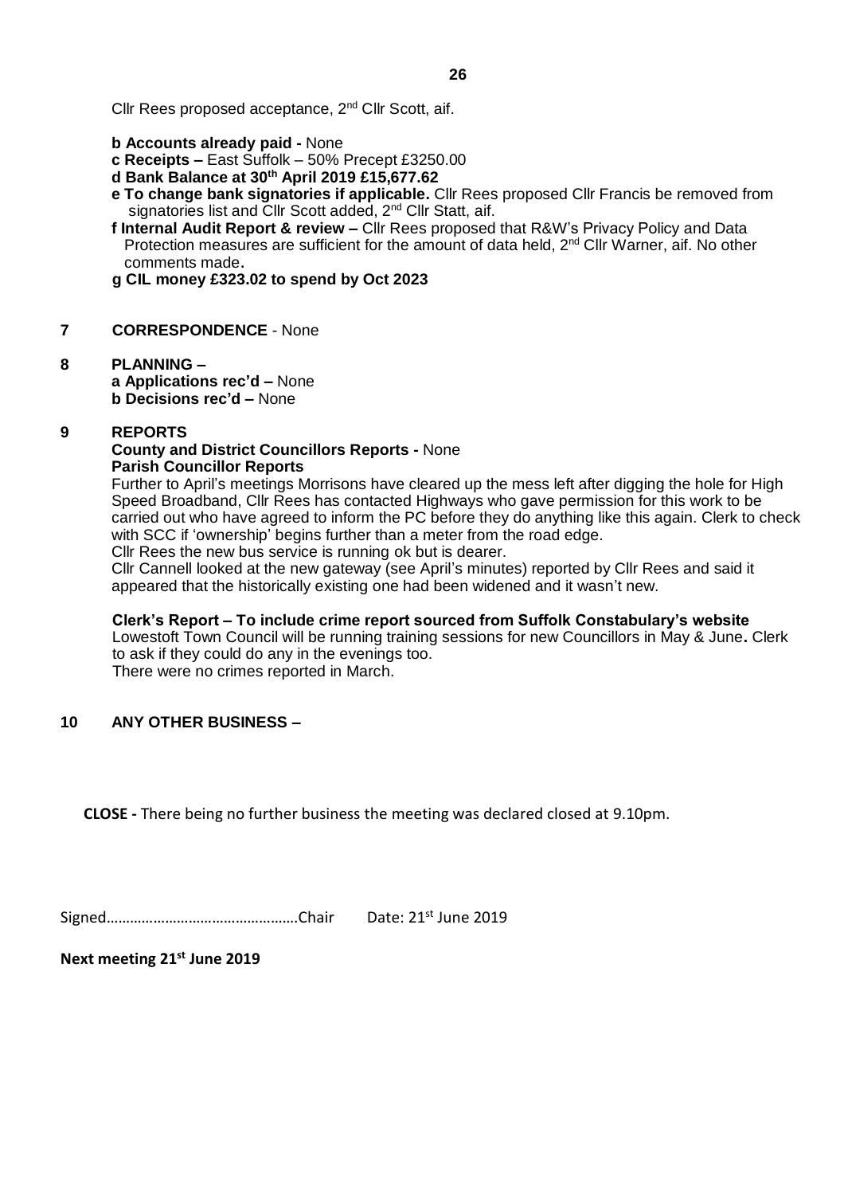Cllr Rees proposed acceptance, 2nd Cllr Scott, aif.

**b Accounts already paid -** None
**c Receipts –** East Suffolk – 50% Precept £3250.00
**d Bank Balance at 30th April 2019 £15,677.62**
**e To change bank signatories if applicable.** Cllr Rees proposed Cllr Francis be removed from signatories list and Cllr Scott added, 2nd Cllr Statt, aif.
**f Internal Audit Report & review –** Cllr Rees proposed that R&W's Privacy Policy and Data Protection measures are sufficient for the amount of data held, 2nd Cllr Warner, aif. No other comments made.
**g CIL money £323.02 to spend by Oct 2023**

## 7 CORRESPONDENCE - None

## 8 PLANNING –

**a Applications rec'd –** None
**b Decisions rec'd –** None

## 9 REPORTS

**County and District Councillors Reports -** None
**Parish Councillor Reports**

Further to April's meetings Morrisons have cleared up the mess left after digging the hole for High Speed Broadband, Cllr Rees has contacted Highways who gave permission for this work to be carried out who have agreed to inform the PC before they do anything like this again. Clerk to check with SCC if 'ownership' begins further than a meter from the road edge.
Cllr Rees the new bus service is running ok but is dearer.
Cllr Cannell looked at the new gateway (see April's minutes) reported by Cllr Rees and said it appeared that the historically existing one had been widened and it wasn't new.

**Clerk's Report – To include crime report sourced from Suffolk Constabulary's website**
Lowestoft Town Council will be running training sessions for new Councillors in May & June**.** Clerk to ask if they could do any in the evenings too.
There were no crimes reported in March.

## 10 ANY OTHER BUSINESS –

**CLOSE -** There being no further business the meeting was declared closed at 9.10pm.

Signed…………………………………………Chair Date: 21st June 2019

**Next meeting 21st June 2019**